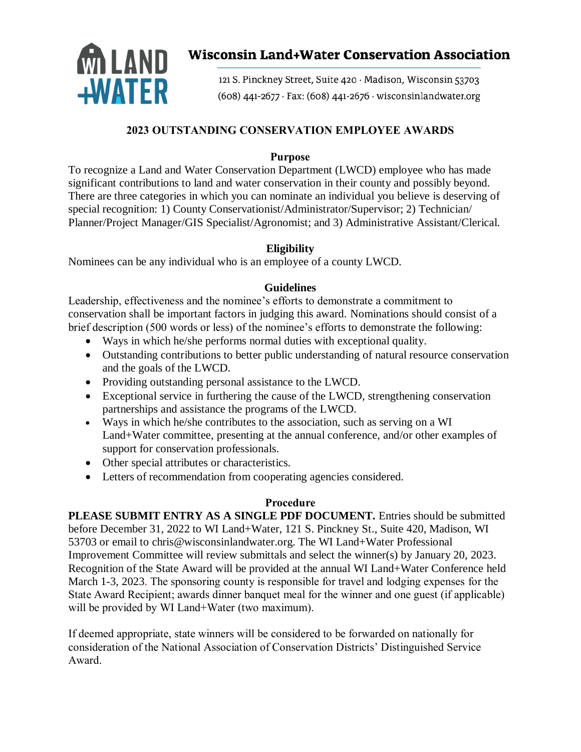# Wisconsin Land+Water Conservation Association

121 S. Pinckney Street, Suite 420 · Madison, Wisconsin 53703
(608) 441-2677 · Fax: (608) 441-2676 · wisconsinlandwater.org

## 2023 OUTSTANDING CONSERVATION EMPLOYEE AWARDS

### Purpose

To recognize a Land and Water Conservation Department (LWCD) employee who has made significant contributions to land and water conservation in their county and possibly beyond. There are three categories in which you can nominate an individual you believe is deserving of special recognition: 1) County Conservationist/Administrator/Supervisor; 2) Technician/ Planner/Project Manager/GIS Specialist/Agronomist; and 3) Administrative Assistant/Clerical.

### Eligibility

Nominees can be any individual who is an employee of a county LWCD.

### Guidelines

Leadership, effectiveness and the nominee's efforts to demonstrate a commitment to conservation shall be important factors in judging this award. Nominations should consist of a brief description (500 words or less) of the nominee's efforts to demonstrate the following:

- Ways in which he/she performs normal duties with exceptional quality.
- Outstanding contributions to better public understanding of natural resource conservation and the goals of the LWCD.
- Providing outstanding personal assistance to the LWCD.
- Exceptional service in furthering the cause of the LWCD, strengthening conservation partnerships and assistance the programs of the LWCD.
- Ways in which he/she contributes to the association, such as serving on a WI Land+Water committee, presenting at the annual conference, and/or other examples of support for conservation professionals.
- Other special attributes or characteristics.
- Letters of recommendation from cooperating agencies considered.

### Procedure

**PLEASE SUBMIT ENTRY AS A SINGLE PDF DOCUMENT.** Entries should be submitted before December 31, 2022 to WI Land+Water, 121 S. Pinckney St., Suite 420, Madison, WI 53703 or email to chris@wisconsinlandwater.org. The WI Land+Water Professional Improvement Committee will review submittals and select the winner(s) by January 20, 2023. Recognition of the State Award will be provided at the annual WI Land+Water Conference held March 1-3, 2023. The sponsoring county is responsible for travel and lodging expenses for the State Award Recipient; awards dinner banquet meal for the winner and one guest (if applicable) will be provided by WI Land+Water (two maximum).

If deemed appropriate, state winners will be considered to be forwarded on nationally for consideration of the National Association of Conservation Districts' Distinguished Service Award.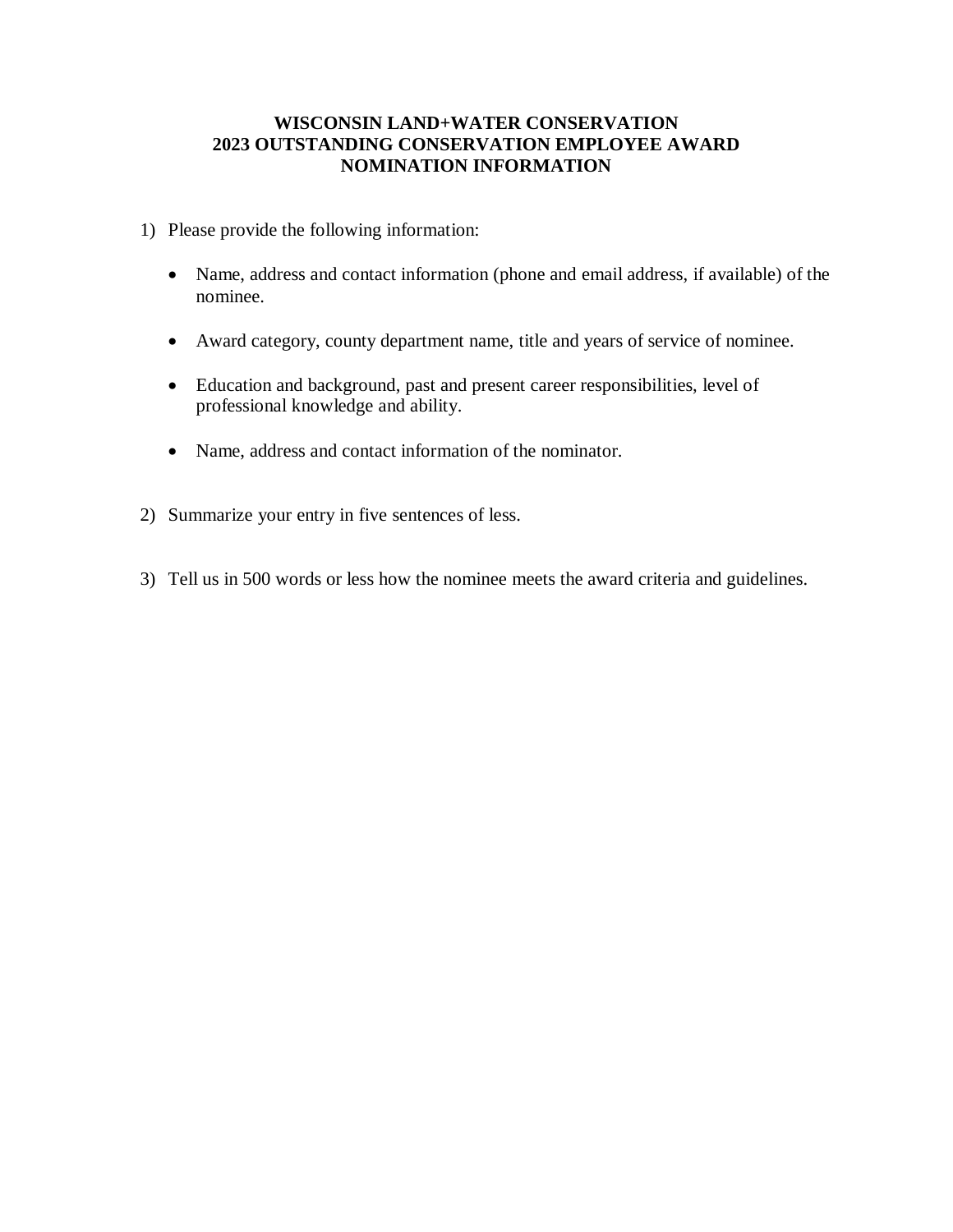**WISCONSIN LAND+WATER CONSERVATION**
**2023 OUTSTANDING CONSERVATION EMPLOYEE AWARD**
**NOMINATION INFORMATION**

1) Please provide the following information:

   - Name, address and contact information (phone and email address, if available) of the nominee.

   - Award category, county department name, title and years of service of nominee.

   - Education and background, past and present career responsibilities, level of professional knowledge and ability.

   - Name, address and contact information of the nominator.

2) Summarize your entry in five sentences of less.

3) Tell us in 500 words or less how the nominee meets the award criteria and guidelines.